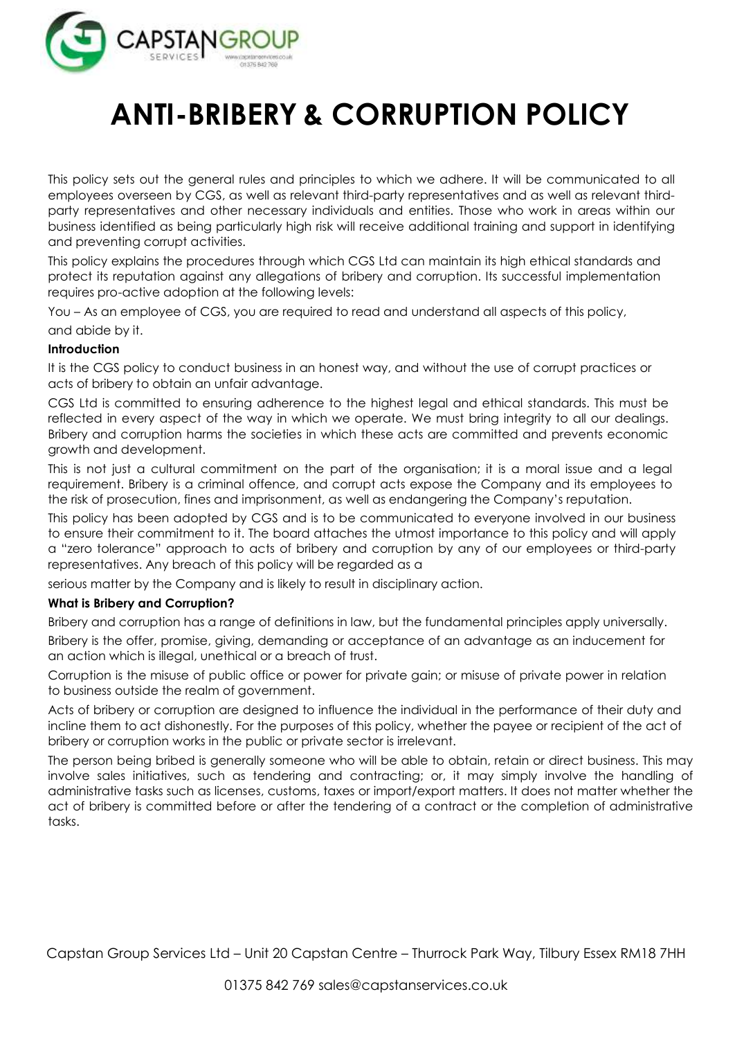# ANTI-BRIBERY & CORRUPTION POLICY

This policy sets out the general rules and principles to which we adhere. It will be communicated to all employees overseen by CGS, as well as relevant third-party representatives and as well as relevant third-party representatives and other necessary individuals and entities. Those who work in areas within our business identified as being particularly high risk will receive additional training and support in identifying and preventing corrupt activities.

This policy explains the procedures through which CGS Ltd can maintain its high ethical standards and protect its reputation against any allegations of bribery and corruption. Its successful implementation requires pro-active adoption at the following levels:

You – As an employee of CGS, you are required to read and understand all aspects of this policy, and abide by it.

**Introduction**

It is the CGS policy to conduct business in an honest way, and without the use of corrupt practices or acts of bribery to obtain an unfair advantage.

CGS Ltd is committed to ensuring adherence to the highest legal and ethical standards. This must be reflected in every aspect of the way in which we operate. We must bring integrity to all our dealings. Bribery and corruption harms the societies in which these acts are committed and prevents economic growth and development.

This is not just a cultural commitment on the part of the organisation; it is a moral issue and a legal requirement. Bribery is a criminal offence, and corrupt acts expose the Company and its employees to the risk of prosecution, fines and imprisonment, as well as endangering the Company's reputation.

This policy has been adopted by CGS and is to be communicated to everyone involved in our business to ensure their commitment to it. The board attaches the utmost importance to this policy and will apply a "zero tolerance" approach to acts of bribery and corruption by any of our employees or third-party representatives. Any breach of this policy will be regarded as a serious matter by the Company and is likely to result in disciplinary action.

**What is Bribery and Corruption?**

Bribery and corruption has a range of definitions in law, but the fundamental principles apply universally.

Bribery is the offer, promise, giving, demanding or acceptance of an advantage as an inducement for an action which is illegal, unethical or a breach of trust.

Corruption is the misuse of public office or power for private gain; or misuse of private power in relation to business outside the realm of government.

Acts of bribery or corruption are designed to influence the individual in the performance of their duty and incline them to act dishonestly. For the purposes of this policy, whether the payee or recipient of the act of bribery or corruption works in the public or private sector is irrelevant.

The person being bribed is generally someone who will be able to obtain, retain or direct business. This may involve sales initiatives, such as tendering and contracting; or, it may simply involve the handling of administrative tasks such as licenses, customs, taxes or import/export matters. It does not matter whether the act of bribery is committed before or after the tendering of a contract or the completion of administrative tasks.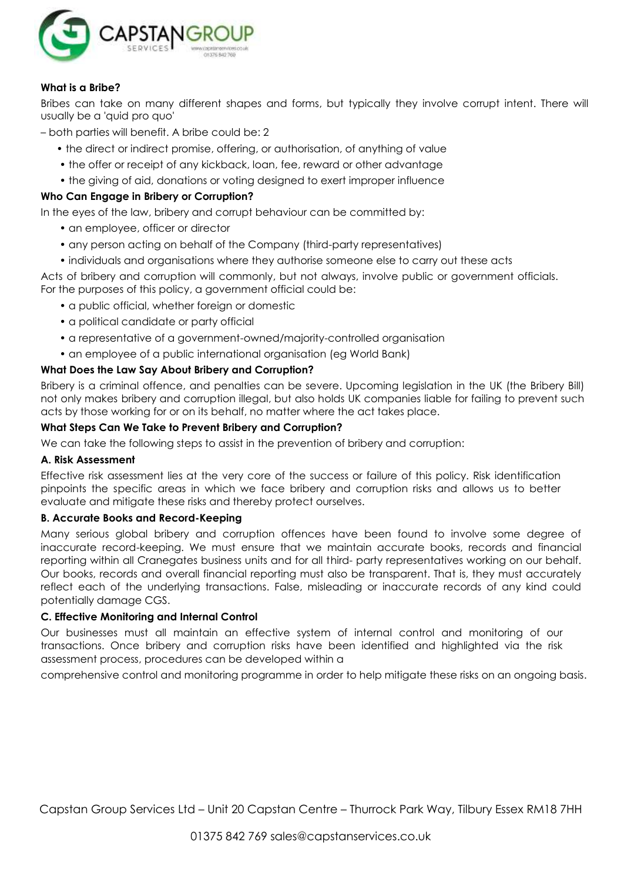**What is a Bribe?**

Bribes can take on many different shapes and forms, but typically they involve corrupt intent. There will usually be a 'quid pro quo'

– both parties will benefit. A bribe could be: 2

- the direct or indirect promise, offering, or authorisation, of anything of value
- the offer or receipt of any kickback, loan, fee, reward or other advantage
- the giving of aid, donations or voting designed to exert improper influence

**Who Can Engage in Bribery or Corruption?**

In the eyes of the law, bribery and corrupt behaviour can be committed by:

- an employee, officer or director
- any person acting on behalf of the Company (third-party representatives)
- individuals and organisations where they authorise someone else to carry out these acts

Acts of bribery and corruption will commonly, but not always, involve public or government officials. For the purposes of this policy, a government official could be:

- a public official, whether foreign or domestic
- a political candidate or party official
- a representative of a government-owned/majority-controlled organisation
- an employee of a public international organisation (eg World Bank)

**What Does the Law Say About Bribery and Corruption?**

Bribery is a criminal offence, and penalties can be severe. Upcoming legislation in the UK (the Bribery Bill) not only makes bribery and corruption illegal, but also holds UK companies liable for failing to prevent such acts by those working for or on its behalf, no matter where the act takes place.

**What Steps Can We Take to Prevent Bribery and Corruption?**

We can take the following steps to assist in the prevention of bribery and corruption:

**A. Risk Assessment**

Effective risk assessment lies at the very core of the success or failure of this policy. Risk identification pinpoints the specific areas in which we face bribery and corruption risks and allows us to better evaluate and mitigate these risks and thereby protect ourselves.

**B. Accurate Books and Record-Keeping**

Many serious global bribery and corruption offences have been found to involve some degree of inaccurate record-keeping. We must ensure that we maintain accurate books, records and financial reporting within all Cranegates business units and for all third- party representatives working on our behalf. Our books, records and overall financial reporting must also be transparent. That is, they must accurately reflect each of the underlying transactions. False, misleading or inaccurate records of any kind could potentially damage CGS.

**C. Effective Monitoring and Internal Control**

Our businesses must all maintain an effective system of internal control and monitoring of our transactions. Once bribery and corruption risks have been identified and highlighted via the risk assessment process, procedures can be developed within a comprehensive control and monitoring programme in order to help mitigate these risks on an ongoing basis.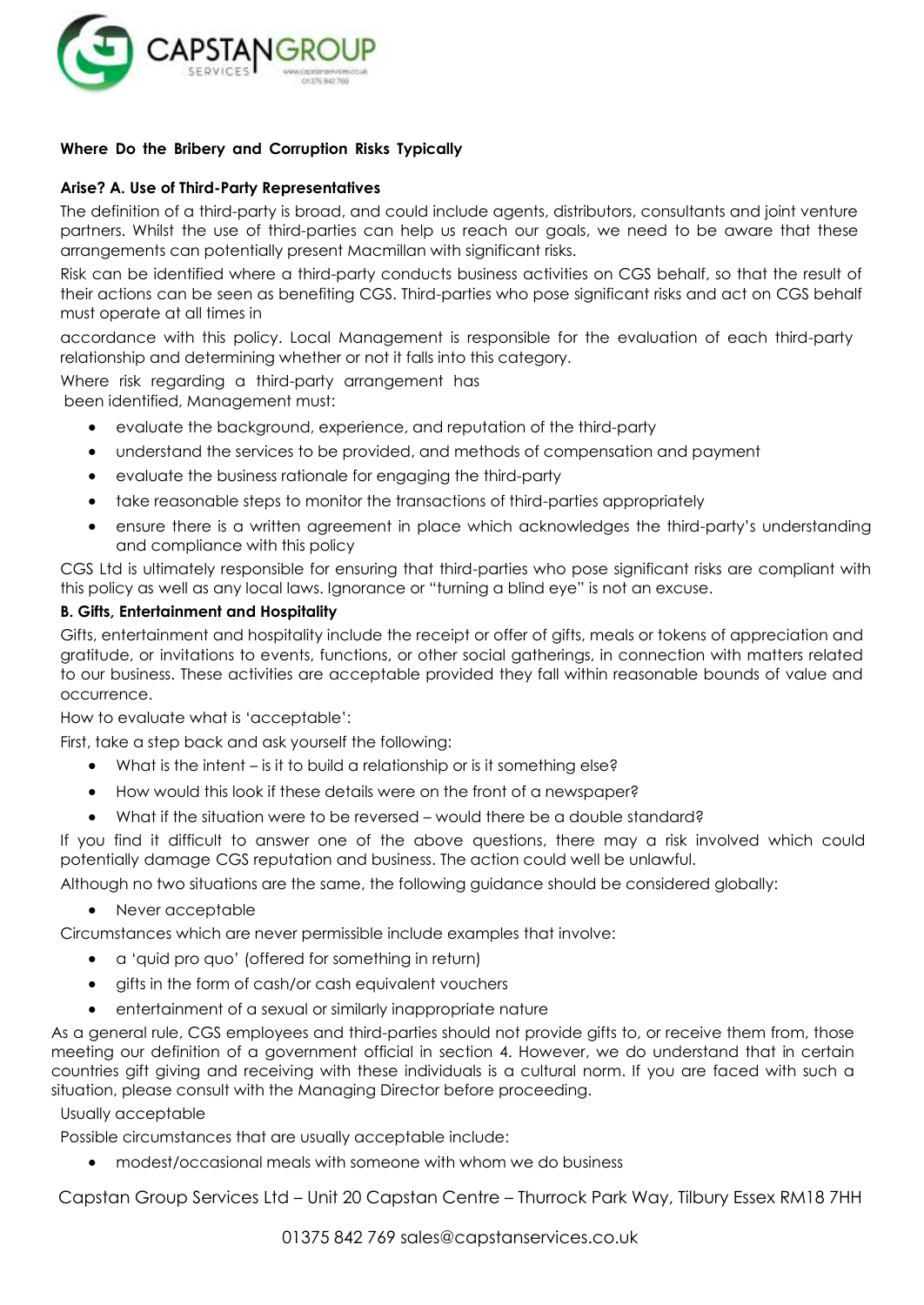**Where Do the Bribery and Corruption Risks Typically**

**Arise? A. Use of Third-Party Representatives**

The definition of a third-party is broad, and could include agents, distributors, consultants and joint venture partners. Whilst the use of third-parties can help us reach our goals, we need to be aware that these arrangements can potentially present Macmillan with significant risks.

Risk can be identified where a third-party conducts business activities on CGS behalf, so that the result of their actions can be seen as benefiting CGS. Third-parties who pose significant risks and act on CGS behalf must operate at all times in

accordance with this policy. Local Management is responsible for the evaluation of each third-party relationship and determining whether or not it falls into this category.

Where risk regarding a third-party arrangement has been identified, Management must:

- evaluate the background, experience, and reputation of the third-party
- understand the services to be provided, and methods of compensation and payment
- evaluate the business rationale for engaging the third-party
- take reasonable steps to monitor the transactions of third-parties appropriately
- ensure there is a written agreement in place which acknowledges the third-party's understanding and compliance with this policy

CGS Ltd is ultimately responsible for ensuring that third-parties who pose significant risks are compliant with this policy as well as any local laws. Ignorance or "turning a blind eye" is not an excuse.

**B. Gifts, Entertainment and Hospitality**

Gifts, entertainment and hospitality include the receipt or offer of gifts, meals or tokens of appreciation and gratitude, or invitations to events, functions, or other social gatherings, in connection with matters related to our business. These activities are acceptable provided they fall within reasonable bounds of value and occurrence.

How to evaluate what is 'acceptable':

First, take a step back and ask yourself the following:

- What is the intent – is it to build a relationship or is it something else?
- How would this look if these details were on the front of a newspaper?
- What if the situation were to be reversed – would there be a double standard?

If you find it difficult to answer one of the above questions, there may a risk involved which could potentially damage CGS reputation and business. The action could well be unlawful.

Although no two situations are the same, the following guidance should be considered globally:

- Never acceptable

Circumstances which are never permissible include examples that involve:

- a 'quid pro quo' (offered for something in return)
- gifts in the form of cash/or cash equivalent vouchers
- entertainment of a sexual or similarly inappropriate nature

As a general rule, CGS employees and third-parties should not provide gifts to, or receive them from, those meeting our definition of a government official in section 4. However, we do understand that in certain countries gift giving and receiving with these individuals is a cultural norm. If you are faced with such a situation, please consult with the Managing Director before proceeding.

Usually acceptable

Possible circumstances that are usually acceptable include:

- modest/occasional meals with someone with whom we do business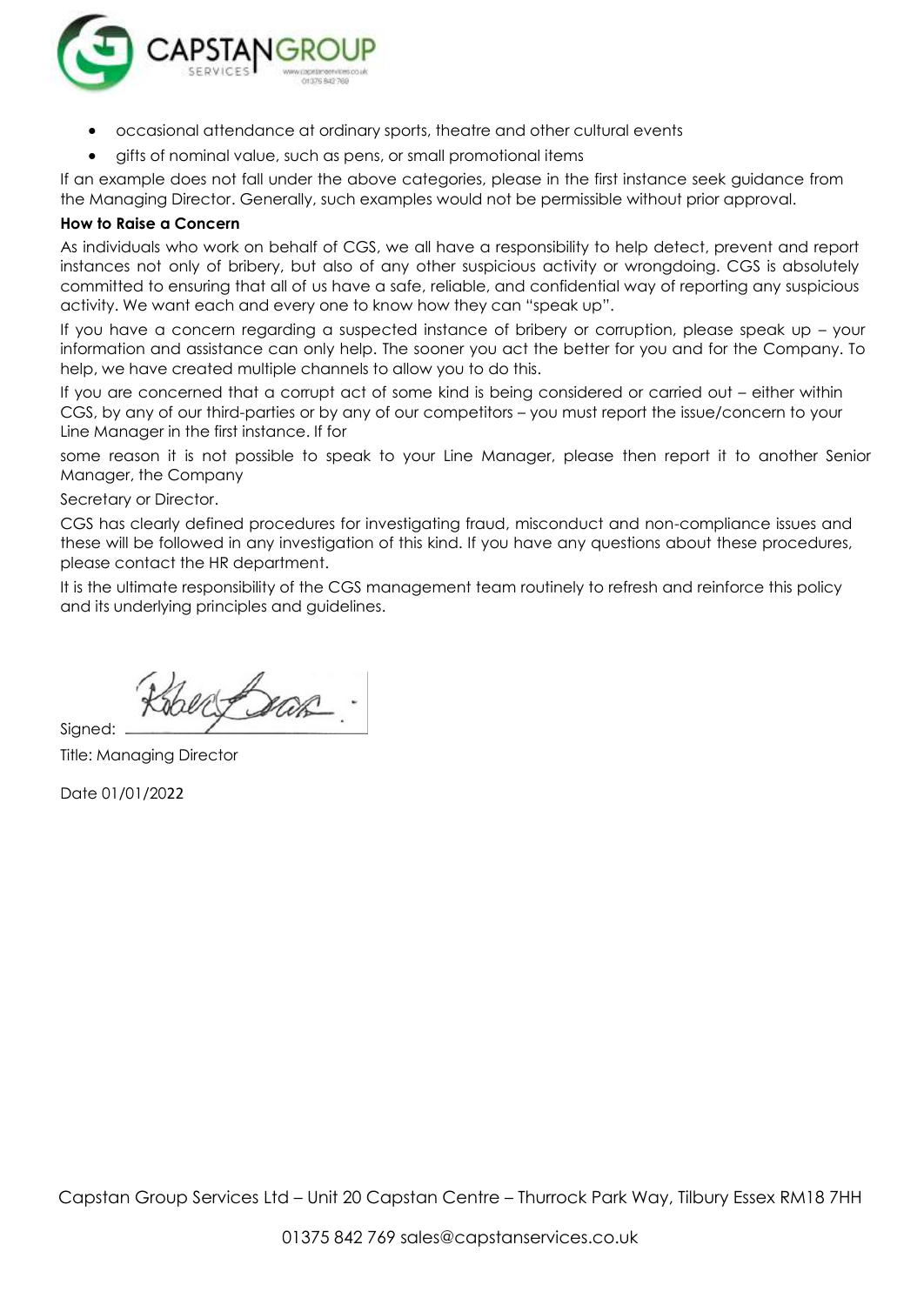- occasional attendance at ordinary sports, theatre and other cultural events
- gifts of nominal value, such as pens, or small promotional items

If an example does not fall under the above categories, please in the first instance seek guidance from the Managing Director. Generally, such examples would not be permissible without prior approval.

**How to Raise a Concern**

As individuals who work on behalf of CGS, we all have a responsibility to help detect, prevent and report instances not only of bribery, but also of any other suspicious activity or wrongdoing. CGS is absolutely committed to ensuring that all of us have a safe, reliable, and confidential way of reporting any suspicious activity. We want each and every one to know how they can "speak up".

If you have a concern regarding a suspected instance of bribery or corruption, please speak up – your information and assistance can only help. The sooner you act the better for you and for the Company. To help, we have created multiple channels to allow you to do this.

If you are concerned that a corrupt act of some kind is being considered or carried out – either within CGS, by any of our third-parties or by any of our competitors – you must report the issue/concern to your Line Manager in the first instance. If for some reason it is not possible to speak to your Line Manager, please then report it to another Senior Manager, the Company Secretary or Director.

CGS has clearly defined procedures for investigating fraud, misconduct and non-compliance issues and these will be followed in any investigation of this kind. If you have any questions about these procedures, please contact the HR department.

It is the ultimate responsibility of the CGS management team routinely to refresh and reinforce this policy and its underlying principles and guidelines.

Signed:

Title: Managing Director

Date 01/01/2022